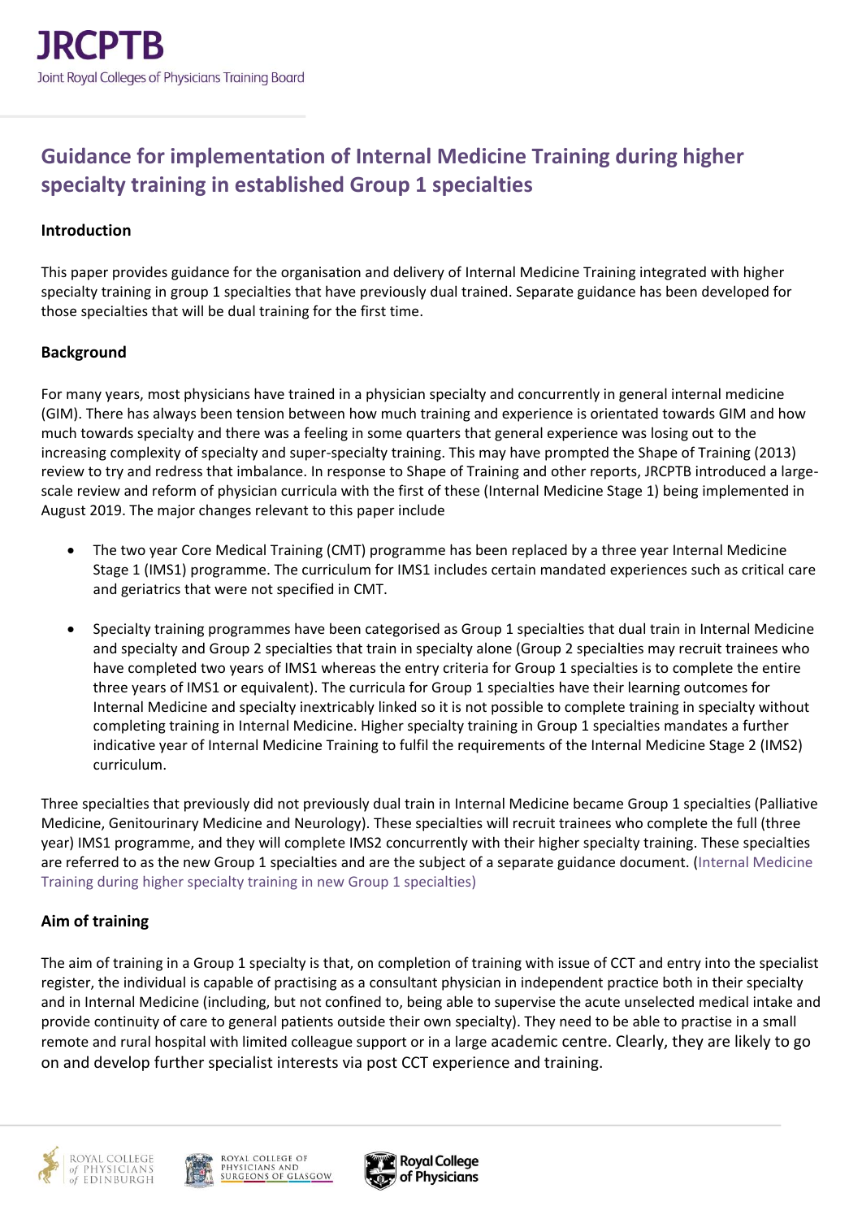# Guidance for implementation of Internal Medicine Training during higher specialty training in established Group 1 specialties

## Introduction

This paper provides guidance for the organisation and delivery of Internal Medicine Training integrated with higher specialty training in group 1 specialties that have previously dual trained. Separate guidance has been developed for those specialties that will be dual training for the first time.

## Background

For many years, most physicians have trained in a physician specialty and concurrently in general internal medicine (GIM). There has always been tension between how much training and experience is orientated towards GIM and how much towards specialty and there was a feeling in some quarters that general experience was losing out to the increasing complexity of specialty and super-specialty training. This may have prompted the Shape of Training (2013) review to try and redress that imbalance. In response to Shape of Training and other reports, JRCPTB introduced a large-scale review and reform of physician curricula with the first of these (Internal Medicine Stage 1) being implemented in August 2019. The major changes relevant to this paper include

- The two year Core Medical Training (CMT) programme has been replaced by a three year Internal Medicine Stage 1 (IMS1) programme. The curriculum for IMS1 includes certain mandated experiences such as critical care and geriatrics that were not specified in CMT.
- Specialty training programmes have been categorised as Group 1 specialties that dual train in Internal Medicine and specialty and Group 2 specialties that train in specialty alone (Group 2 specialties may recruit trainees who have completed two years of IMS1 whereas the entry criteria for Group 1 specialties is to complete the entire three years of IMS1 or equivalent). The curricula for Group 1 specialties have their learning outcomes for Internal Medicine and specialty inextricably linked so it is not possible to complete training in specialty without completing training in Internal Medicine. Higher specialty training in Group 1 specialties mandates a further indicative year of Internal Medicine Training to fulfil the requirements of the Internal Medicine Stage 2 (IMS2) curriculum.

Three specialties that previously did not previously dual train in Internal Medicine became Group 1 specialties (Palliative Medicine, Genitourinary Medicine and Neurology). These specialties will recruit trainees who complete the full (three year) IMS1 programme, and they will complete IMS2 concurrently with their higher specialty training. These specialties are referred to as the new Group 1 specialties and are the subject of a separate guidance document. (Internal Medicine Training during higher specialty training in new Group 1 specialties)

## Aim of training

The aim of training in a Group 1 specialty is that, on completion of training with issue of CCT and entry into the specialist register, the individual is capable of practising as a consultant physician in independent practice both in their specialty and in Internal Medicine (including, but not confined to, being able to supervise the acute unselected medical intake and provide continuity of care to general patients outside their own specialty). They need to be able to practise in a small remote and rural hospital with limited colleague support or in a large academic centre. Clearly, they are likely to go on and develop further specialist interests via post CCT experience and training.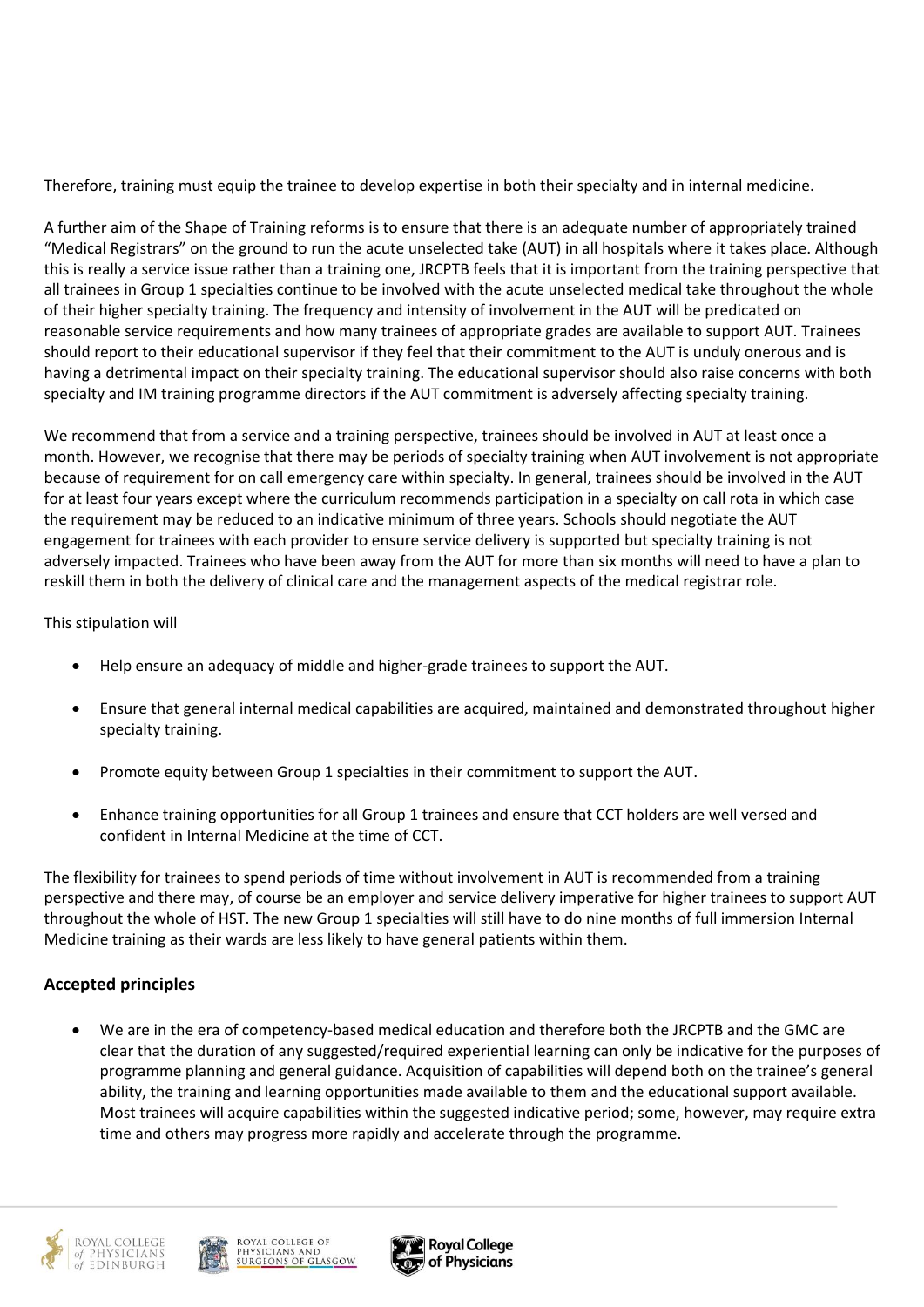Therefore, training must equip the trainee to develop expertise in both their specialty and in internal medicine.

A further aim of the Shape of Training reforms is to ensure that there is an adequate number of appropriately trained "Medical Registrars" on the ground to run the acute unselected take (AUT) in all hospitals where it takes place. Although this is really a service issue rather than a training one, JRCPTB feels that it is important from the training perspective that all trainees in Group 1 specialties continue to be involved with the acute unselected medical take throughout the whole of their higher specialty training. The frequency and intensity of involvement in the AUT will be predicated on reasonable service requirements and how many trainees of appropriate grades are available to support AUT. Trainees should report to their educational supervisor if they feel that their commitment to the AUT is unduly onerous and is having a detrimental impact on their specialty training. The educational supervisor should also raise concerns with both specialty and IM training programme directors if the AUT commitment is adversely affecting specialty training.

We recommend that from a service and a training perspective, trainees should be involved in AUT at least once a month. However, we recognise that there may be periods of specialty training when AUT involvement is not appropriate because of requirement for on call emergency care within specialty. In general, trainees should be involved in the AUT for at least four years except where the curriculum recommends participation in a specialty on call rota in which case the requirement may be reduced to an indicative minimum of three years. Schools should negotiate the AUT engagement for trainees with each provider to ensure service delivery is supported but specialty training is not adversely impacted. Trainees who have been away from the AUT for more than six months will need to have a plan to reskill them in both the delivery of clinical care and the management aspects of the medical registrar role.

This stipulation will

- Help ensure an adequacy of middle and higher-grade trainees to support the AUT.
- Ensure that general internal medical capabilities are acquired, maintained and demonstrated throughout higher specialty training.
- Promote equity between Group 1 specialties in their commitment to support the AUT.
- Enhance training opportunities for all Group 1 trainees and ensure that CCT holders are well versed and confident in Internal Medicine at the time of CCT.

The flexibility for trainees to spend periods of time without involvement in AUT is recommended from a training perspective and there may, of course be an employer and service delivery imperative for higher trainees to support AUT throughout the whole of HST. The new Group 1 specialties will still have to do nine months of full immersion Internal Medicine training as their wards are less likely to have general patients within them.

## Accepted principles

- We are in the era of competency-based medical education and therefore both the JRCPTB and the GMC are clear that the duration of any suggested/required experiential learning can only be indicative for the purposes of programme planning and general guidance. Acquisition of capabilities will depend both on the trainee's general ability, the training and learning opportunities made available to them and the educational support available. Most trainees will acquire capabilities within the suggested indicative period; some, however, may require extra time and others may progress more rapidly and accelerate through the programme.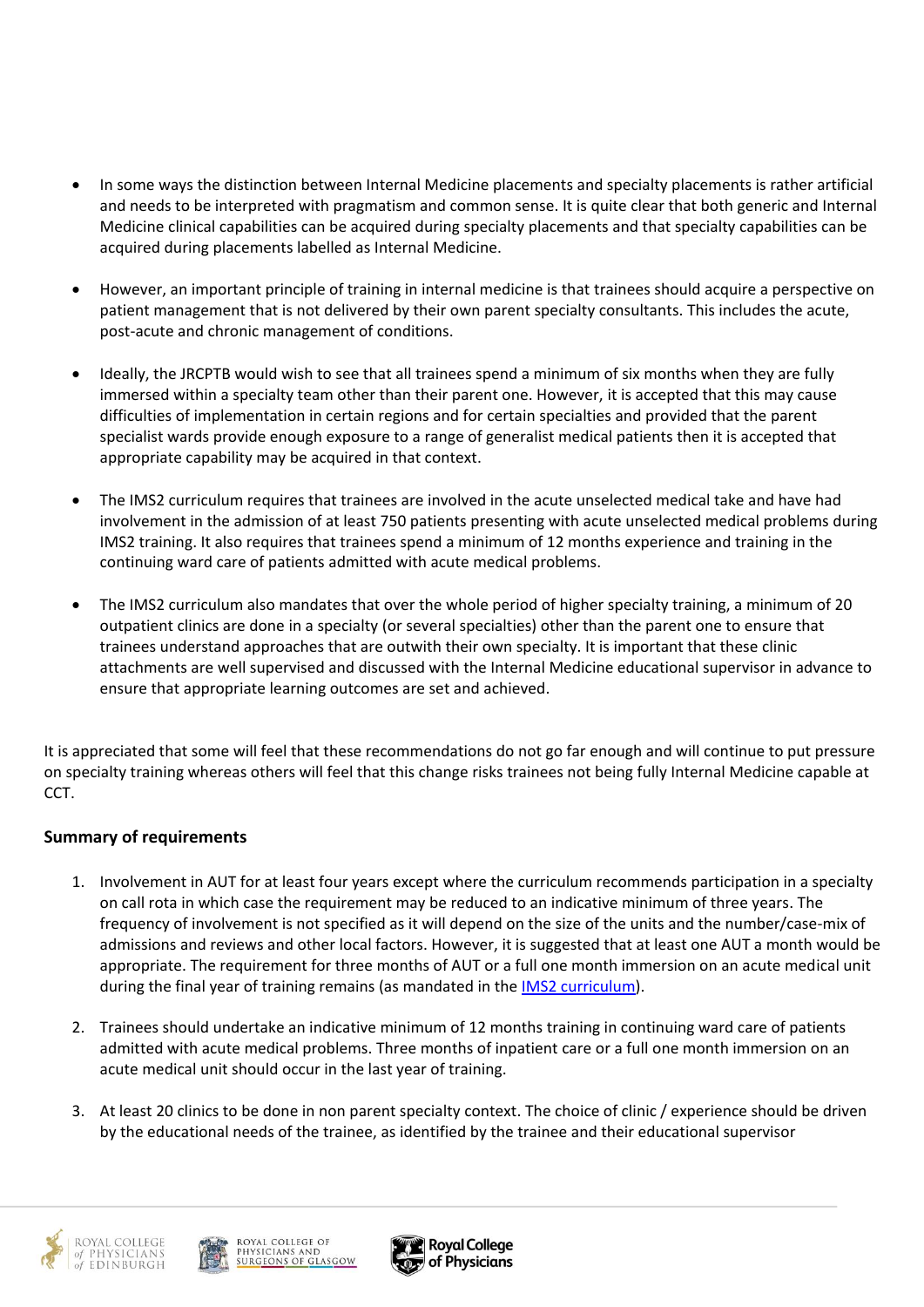- In some ways the distinction between Internal Medicine placements and specialty placements is rather artificial and needs to be interpreted with pragmatism and common sense. It is quite clear that both generic and Internal Medicine clinical capabilities can be acquired during specialty placements and that specialty capabilities can be acquired during placements labelled as Internal Medicine.

- However, an important principle of training in internal medicine is that trainees should acquire a perspective on patient management that is not delivered by their own parent specialty consultants. This includes the acute, post-acute and chronic management of conditions.

- Ideally, the JRCPTB would wish to see that all trainees spend a minimum of six months when they are fully immersed within a specialty team other than their parent one. However, it is accepted that this may cause difficulties of implementation in certain regions and for certain specialties and provided that the parent specialist wards provide enough exposure to a range of generalist medical patients then it is accepted that appropriate capability may be acquired in that context.

- The IMS2 curriculum requires that trainees are involved in the acute unselected medical take and have had involvement in the admission of at least 750 patients presenting with acute unselected medical problems during IMS2 training. It also requires that trainees spend a minimum of 12 months experience and training in the continuing ward care of patients admitted with acute medical problems.

- The IMS2 curriculum also mandates that over the whole period of higher specialty training, a minimum of 20 outpatient clinics are done in a specialty (or several specialties) other than the parent one to ensure that trainees understand approaches that are outwith their own specialty. It is important that these clinic attachments are well supervised and discussed with the Internal Medicine educational supervisor in advance to ensure that appropriate learning outcomes are set and achieved.

It is appreciated that some will feel that these recommendations do not go far enough and will continue to put pressure on specialty training whereas others will feel that this change risks trainees not being fully Internal Medicine capable at CCT.

**Summary of requirements**

1. Involvement in AUT for at least four years except where the curriculum recommends participation in a specialty on call rota in which case the requirement may be reduced to an indicative minimum of three years. The frequency of involvement is not specified as it will depend on the size of the units and the number/case-mix of admissions and reviews and other local factors. However, it is suggested that at least one AUT a month would be appropriate. The requirement for three months of AUT or a full one month immersion on an acute medical unit during the final year of training remains (as mandated in the [IMS2 curriculum]).

2. Trainees should undertake an indicative minimum of 12 months training in continuing ward care of patients admitted with acute medical problems. Three months of inpatient care or a full one month immersion on an acute medical unit should occur in the last year of training.

3. At least 20 clinics to be done in non parent specialty context. The choice of clinic / experience should be driven by the educational needs of the trainee, as identified by the trainee and their educational supervisor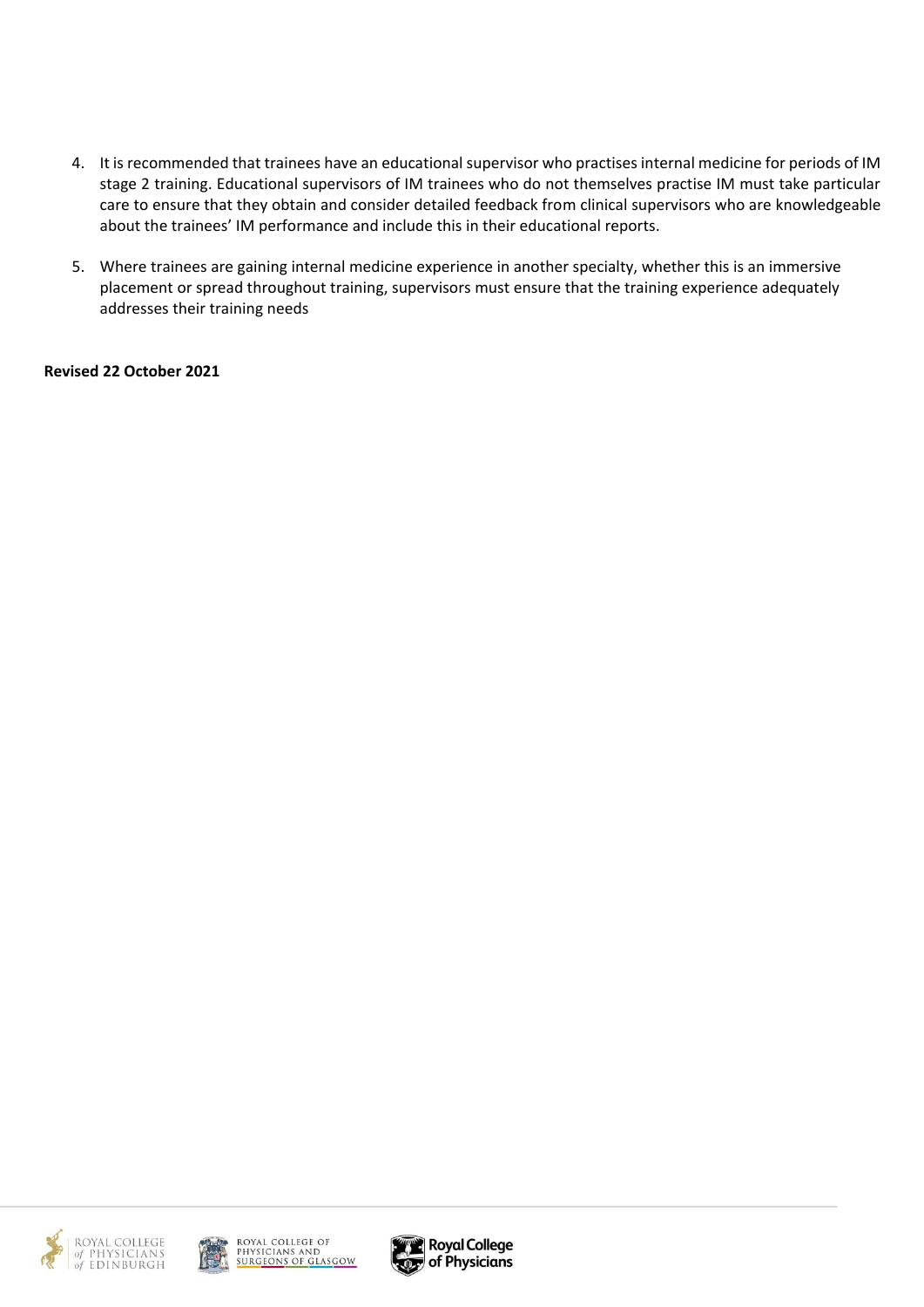4. It is recommended that trainees have an educational supervisor who practises internal medicine for periods of IM stage 2 training. Educational supervisors of IM trainees who do not themselves practise IM must take particular care to ensure that they obtain and consider detailed feedback from clinical supervisors who are knowledgeable about the trainees' IM performance and include this in their educational reports.

5. Where trainees are gaining internal medicine experience in another specialty, whether this is an immersive placement or spread throughout training, supervisors must ensure that the training experience adequately addresses their training needs

**Revised 22 October 2021**